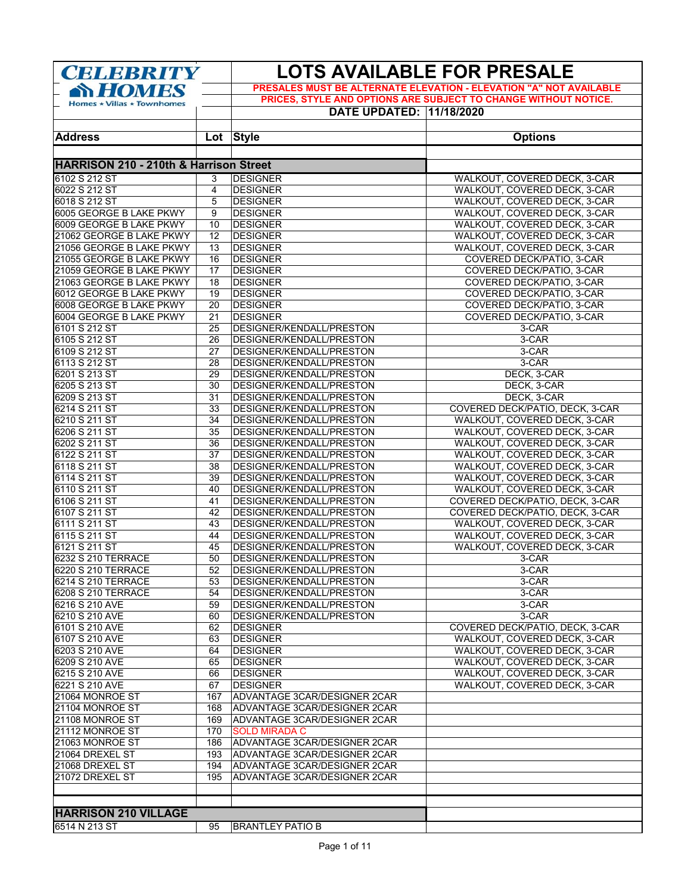**CELEBRITY HOMES**
Homes ★ Villas ★ Townhomes

# LOTS AVAILABLE FOR PRESALE

**PRESALES MUST BE ALTERNATE ELEVATION - ELEVATION "A" NOT AVAILABLE**

**PRICES, STYLE AND OPTIONS ARE SUBJECT TO CHANGE WITHOUT NOTICE.**

**DATE UPDATED: 11/18/2020**

| Address | Lot | Style | Options |
|---|---|---|---|
| **HARRISON 210 - 210th & Harrison Street** | | | |
| 6102 S 212 ST | 3 | DESIGNER | WALKOUT, COVERED DECK, 3-CAR |
| 6022 S 212 ST | 4 | DESIGNER | WALKOUT, COVERED DECK, 3-CAR |
| 6018 S 212 ST | 5 | DESIGNER | WALKOUT, COVERED DECK, 3-CAR |
| 6005 GEORGE B LAKE PKWY | 9 | DESIGNER | WALKOUT, COVERED DECK, 3-CAR |
| 6009 GEORGE B LAKE PKWY | 10 | DESIGNER | WALKOUT, COVERED DECK, 3-CAR |
| 21062 GEORGE B LAKE PKWY | 12 | DESIGNER | WALKOUT, COVERED DECK, 3-CAR |
| 21056 GEORGE B LAKE PKWY | 13 | DESIGNER | WALKOUT, COVERED DECK, 3-CAR |
| 21055 GEORGE B LAKE PKWY | 16 | DESIGNER | COVERED DECK/PATIO, 3-CAR |
| 21059 GEORGE B LAKE PKWY | 17 | DESIGNER | COVERED DECK/PATIO, 3-CAR |
| 21063 GEORGE B LAKE PKWY | 18 | DESIGNER | COVERED DECK/PATIO, 3-CAR |
| 6012 GEORGE B LAKE PKWY | 19 | DESIGNER | COVERED DECK/PATIO, 3-CAR |
| 6008 GEORGE B LAKE PKWY | 20 | DESIGNER | COVERED DECK/PATIO, 3-CAR |
| 6004 GEORGE B LAKE PKWY | 21 | DESIGNER | COVERED DECK/PATIO, 3-CAR |
| 6101 S 212 ST | 25 | DESIGNER/KENDALL/PRESTON | 3-CAR |
| 6105 S 212 ST | 26 | DESIGNER/KENDALL/PRESTON | 3-CAR |
| 6109 S 212 ST | 27 | DESIGNER/KENDALL/PRESTON | 3-CAR |
| 6113 S 212 ST | 28 | DESIGNER/KENDALL/PRESTON | 3-CAR |
| 6201 S 213 ST | 29 | DESIGNER/KENDALL/PRESTON | DECK, 3-CAR |
| 6205 S 213 ST | 30 | DESIGNER/KENDALL/PRESTON | DECK, 3-CAR |
| 6209 S 213 ST | 31 | DESIGNER/KENDALL/PRESTON | DECK, 3-CAR |
| 6214 S 211 ST | 33 | DESIGNER/KENDALL/PRESTON | COVERED DECK/PATIO, DECK, 3-CAR |
| 6210 S 211 ST | 34 | DESIGNER/KENDALL/PRESTON | WALKOUT, COVERED DECK, 3-CAR |
| 6206 S 211 ST | 35 | DESIGNER/KENDALL/PRESTON | WALKOUT, COVERED DECK, 3-CAR |
| 6202 S 211 ST | 36 | DESIGNER/KENDALL/PRESTON | WALKOUT, COVERED DECK, 3-CAR |
| 6122 S 211 ST | 37 | DESIGNER/KENDALL/PRESTON | WALKOUT, COVERED DECK, 3-CAR |
| 6118 S 211 ST | 38 | DESIGNER/KENDALL/PRESTON | WALKOUT, COVERED DECK, 3-CAR |
| 6114 S 211 ST | 39 | DESIGNER/KENDALL/PRESTON | WALKOUT, COVERED DECK, 3-CAR |
| 6110 S 211 ST | 40 | DESIGNER/KENDALL/PRESTON | WALKOUT, COVERED DECK, 3-CAR |
| 6106 S 211 ST | 41 | DESIGNER/KENDALL/PRESTON | COVERED DECK/PATIO, DECK, 3-CAR |
| 6107 S 211 ST | 42 | DESIGNER/KENDALL/PRESTON | COVERED DECK/PATIO, DECK, 3-CAR |
| 6111 S 211 ST | 43 | DESIGNER/KENDALL/PRESTON | WALKOUT, COVERED DECK, 3-CAR |
| 6115 S 211 ST | 44 | DESIGNER/KENDALL/PRESTON | WALKOUT, COVERED DECK, 3-CAR |
| 6121 S 211 ST | 45 | DESIGNER/KENDALL/PRESTON | WALKOUT, COVERED DECK, 3-CAR |
| 6232 S 210 TERRACE | 50 | DESIGNER/KENDALL/PRESTON | 3-CAR |
| 6220 S 210 TERRACE | 52 | DESIGNER/KENDALL/PRESTON | 3-CAR |
| 6214 S 210 TERRACE | 53 | DESIGNER/KENDALL/PRESTON | 3-CAR |
| 6208 S 210 TERRACE | 54 | DESIGNER/KENDALL/PRESTON | 3-CAR |
| 6216 S 210 AVE | 59 | DESIGNER/KENDALL/PRESTON | 3-CAR |
| 6210 S 210 AVE | 60 | DESIGNER/KENDALL/PRESTON | 3-CAR |
| 6101 S 210 AVE | 62 | DESIGNER | COVERED DECK/PATIO, DECK, 3-CAR |
| 6107 S 210 AVE | 63 | DESIGNER | WALKOUT, COVERED DECK, 3-CAR |
| 6203 S 210 AVE | 64 | DESIGNER | WALKOUT, COVERED DECK, 3-CAR |
| 6209 S 210 AVE | 65 | DESIGNER | WALKOUT, COVERED DECK, 3-CAR |
| 6215 S 210 AVE | 66 | DESIGNER | WALKOUT, COVERED DECK, 3-CAR |
| 6221 S 210 AVE | 67 | DESIGNER | WALKOUT, COVERED DECK, 3-CAR |
| 21064 MONROE ST | 167 | ADVANTAGE 3CAR/DESIGNER 2CAR | |
| 21104 MONROE ST | 168 | ADVANTAGE 3CAR/DESIGNER 2CAR | |
| 21108 MONROE ST | 169 | ADVANTAGE 3CAR/DESIGNER 2CAR | |
| 21112 MONROE ST | 170 | SOLD MIRADA C | |
| 21063 MONROE ST | 186 | ADVANTAGE 3CAR/DESIGNER 2CAR | |
| 21064 DREXEL ST | 193 | ADVANTAGE 3CAR/DESIGNER 2CAR | |
| 21068 DREXEL ST | 194 | ADVANTAGE 3CAR/DESIGNER 2CAR | |
| 21072 DREXEL ST | 195 | ADVANTAGE 3CAR/DESIGNER 2CAR | |
| | | | |
| **HARRISON 210 VILLAGE** | | | |
| 6514 N 213 ST | 95 | BRANTLEY PATIO B | |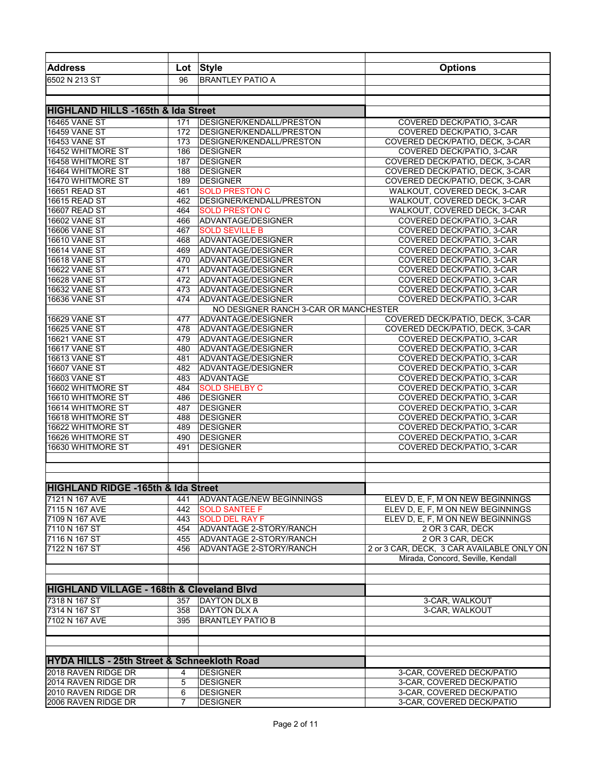| Address | Lot | Style | Options |
| --- | --- | --- | --- |
| 6502 N 213 ST | 96 | BRANTLEY PATIO A | |
| | | | |
| **HIGHLAND HILLS -165th & Ida Street** | | | |
| 16465 VANE ST | 171 | DESIGNER/KENDALL/PRESTON | COVERED DECK/PATIO, 3-CAR |
| 16459 VANE ST | 172 | DESIGNER/KENDALL/PRESTON | COVERED DECK/PATIO, 3-CAR |
| 16453 VANE ST | 173 | DESIGNER/KENDALL/PRESTON | COVERED DECK/PATIO, DECK, 3-CAR |
| 16452 WHITMORE ST | 186 | DESIGNER | COVERED DECK/PATIO, 3-CAR |
| 16458 WHITMORE ST | 187 | DESIGNER | COVERED DECK/PATIO, DECK, 3-CAR |
| 16464 WHITMORE ST | 188 | DESIGNER | COVERED DECK/PATIO, DECK, 3-CAR |
| 16470 WHITMORE ST | 189 | DESIGNER | COVERED DECK/PATIO, DECK, 3-CAR |
| 16651 READ ST | 461 | SOLD PRESTON C | WALKOUT, COVERED DECK, 3-CAR |
| 16615 READ ST | 462 | DESIGNER/KENDALL/PRESTON | WALKOUT, COVERED DECK, 3-CAR |
| 16607 READ ST | 464 | SOLD PRESTON C | WALKOUT, COVERED DECK, 3-CAR |
| 16602 VANE ST | 466 | ADVANTAGE/DESIGNER | COVERED DECK/PATIO, 3-CAR |
| 16606 VANE ST | 467 | SOLD SEVILLE B | COVERED DECK/PATIO, 3-CAR |
| 16610 VANE ST | 468 | ADVANTAGE/DESIGNER | COVERED DECK/PATIO, 3-CAR |
| 16614 VANE ST | 469 | ADVANTAGE/DESIGNER | COVERED DECK/PATIO, 3-CAR |
| 16618 VANE ST | 470 | ADVANTAGE/DESIGNER | COVERED DECK/PATIO, 3-CAR |
| 16622 VANE ST | 471 | ADVANTAGE/DESIGNER | COVERED DECK/PATIO, 3-CAR |
| 16628 VANE ST | 472 | ADVANTAGE/DESIGNER | COVERED DECK/PATIO, 3-CAR |
| 16632 VANE ST | 473 | ADVANTAGE/DESIGNER | COVERED DECK/PATIO, 3-CAR |
| 16636 VANE ST | 474 | ADVANTAGE/DESIGNER | COVERED DECK/PATIO, 3-CAR |
| | | NO DESIGNER RANCH 3-CAR OR MANCHESTER | |
| 16629 VANE ST | 477 | ADVANTAGE/DESIGNER | COVERED DECK/PATIO, DECK, 3-CAR |
| 16625 VANE ST | 478 | ADVANTAGE/DESIGNER | COVERED DECK/PATIO, DECK, 3-CAR |
| 16621 VANE ST | 479 | ADVANTAGE/DESIGNER | COVERED DECK/PATIO, 3-CAR |
| 16617 VANE ST | 480 | ADVANTAGE/DESIGNER | COVERED DECK/PATIO, 3-CAR |
| 16613 VANE ST | 481 | ADVANTAGE/DESIGNER | COVERED DECK/PATIO, 3-CAR |
| 16607 VANE ST | 482 | ADVANTAGE/DESIGNER | COVERED DECK/PATIO, 3-CAR |
| 16603 VANE ST | 483 | ADVANTAGE | COVERED DECK/PATIO, 3-CAR |
| 16602 WHITMORE ST | 484 | SOLD SHELBY C | COVERED DECK/PATIO, 3-CAR |
| 16610 WHITMORE ST | 486 | DESIGNER | COVERED DECK/PATIO, 3-CAR |
| 16614 WHITMORE ST | 487 | DESIGNER | COVERED DECK/PATIO, 3-CAR |
| 16618 WHITMORE ST | 488 | DESIGNER | COVERED DECK/PATIO, 3-CAR |
| 16622 WHITMORE ST | 489 | DESIGNER | COVERED DECK/PATIO, 3-CAR |
| 16626 WHITMORE ST | 490 | DESIGNER | COVERED DECK/PATIO, 3-CAR |
| 16630 WHITMORE ST | 491 | DESIGNER | COVERED DECK/PATIO, 3-CAR |
| | | | |
| **HIGHLAND RIDGE -165th & Ida Street** | | | |
| 7121 N 167 AVE | 441 | ADVANTAGE/NEW BEGINNINGS | ELEV D, E, F, M ON NEW BEGINNINGS |
| 7115 N 167 AVE | 442 | SOLD SANTEE F | ELEV D, E, F, M ON NEW BEGINNINGS |
| 7109 N 167 AVE | 443 | SOLD DEL RAY F | ELEV D, E, F, M ON NEW BEGINNINGS |
| 7110 N 167 ST | 454 | ADVANTAGE 2-STORY/RANCH | 2 OR 3 CAR, DECK |
| 7116 N 167 ST | 455 | ADVANTAGE 2-STORY/RANCH | 2 OR 3 CAR, DECK |
| 7122 N 167 ST | 456 | ADVANTAGE 2-STORY/RANCH | 2 or 3 CAR, DECK, 3 CAR AVAILABLE ONLY ON |
| | | | Mirada, Concord, Seville, Kendall |
| | | | |
| **HIGHLAND VILLAGE - 168th & Cleveland Blvd** | | | |
| 7318 N 167 ST | 357 | DAYTON DLX B | 3-CAR, WALKOUT |
| 7314 N 167 ST | 358 | DAYTON DLX A | 3-CAR, WALKOUT |
| 7102 N 167 AVE | 395 | BRANTLEY PATIO B | |
| | | | |
| **HYDA HILLS - 25th Street & Schneekloth Road** | | | |
| 2018 RAVEN RIDGE DR | 4 | DESIGNER | 3-CAR, COVERED DECK/PATIO |
| 2014 RAVEN RIDGE DR | 5 | DESIGNER | 3-CAR, COVERED DECK/PATIO |
| 2010 RAVEN RIDGE DR | 6 | DESIGNER | 3-CAR, COVERED DECK/PATIO |
| 2006 RAVEN RIDGE DR | 7 | DESIGNER | 3-CAR, COVERED DECK/PATIO |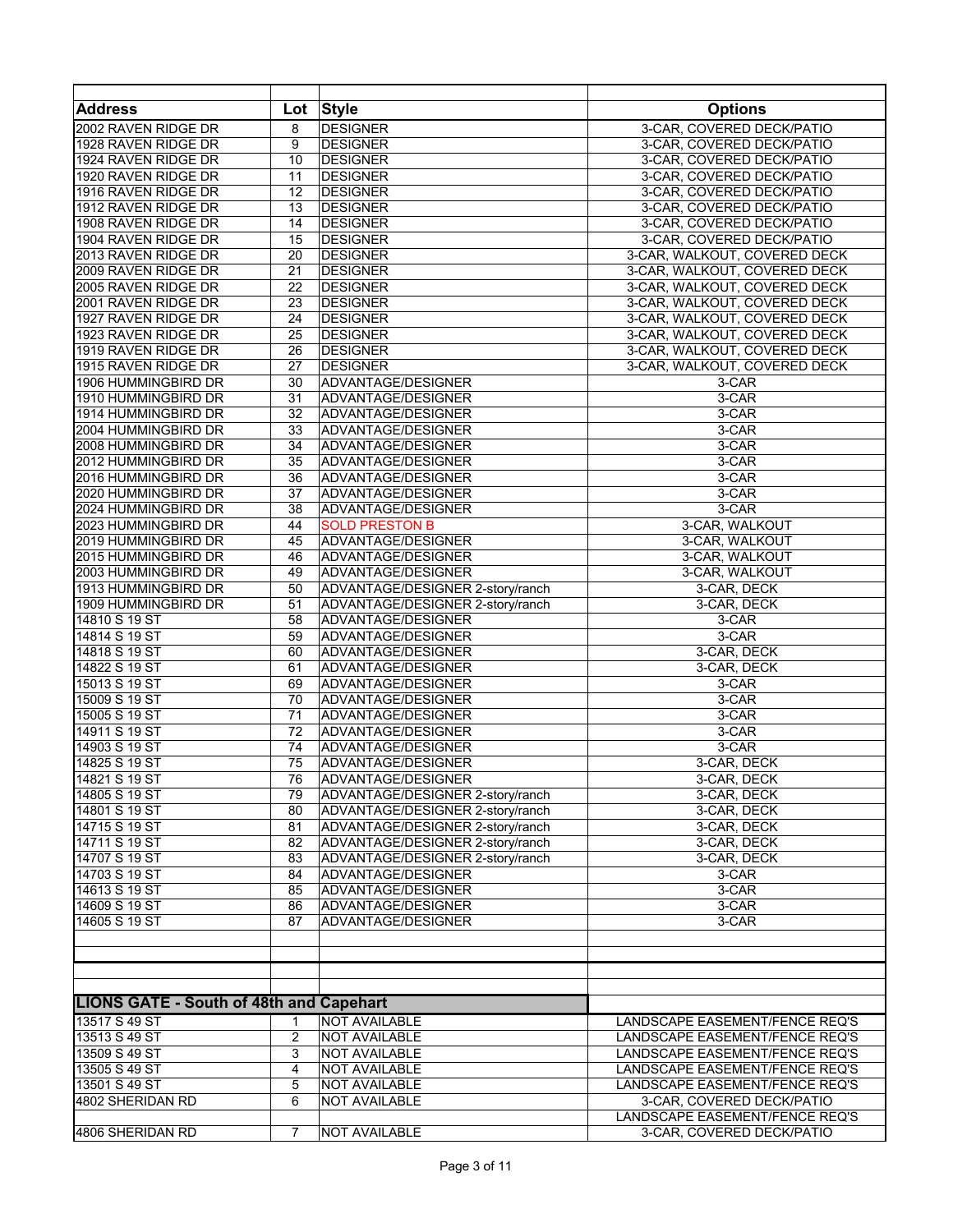| Address | Lot | Style | Options |
|---|---|---|---|
| 2002 RAVEN RIDGE DR | 8 | DESIGNER | 3-CAR, COVERED DECK/PATIO |
| 1928 RAVEN RIDGE DR | 9 | DESIGNER | 3-CAR, COVERED DECK/PATIO |
| 1924 RAVEN RIDGE DR | 10 | DESIGNER | 3-CAR, COVERED DECK/PATIO |
| 1920 RAVEN RIDGE DR | 11 | DESIGNER | 3-CAR, COVERED DECK/PATIO |
| 1916 RAVEN RIDGE DR | 12 | DESIGNER | 3-CAR, COVERED DECK/PATIO |
| 1912 RAVEN RIDGE DR | 13 | DESIGNER | 3-CAR, COVERED DECK/PATIO |
| 1908 RAVEN RIDGE DR | 14 | DESIGNER | 3-CAR, COVERED DECK/PATIO |
| 1904 RAVEN RIDGE DR | 15 | DESIGNER | 3-CAR, COVERED DECK/PATIO |
| 2013 RAVEN RIDGE DR | 20 | DESIGNER | 3-CAR, WALKOUT, COVERED DECK |
| 2009 RAVEN RIDGE DR | 21 | DESIGNER | 3-CAR, WALKOUT, COVERED DECK |
| 2005 RAVEN RIDGE DR | 22 | DESIGNER | 3-CAR, WALKOUT, COVERED DECK |
| 2001 RAVEN RIDGE DR | 23 | DESIGNER | 3-CAR, WALKOUT, COVERED DECK |
| 1927 RAVEN RIDGE DR | 24 | DESIGNER | 3-CAR, WALKOUT, COVERED DECK |
| 1923 RAVEN RIDGE DR | 25 | DESIGNER | 3-CAR, WALKOUT, COVERED DECK |
| 1919 RAVEN RIDGE DR | 26 | DESIGNER | 3-CAR, WALKOUT, COVERED DECK |
| 1915 RAVEN RIDGE DR | 27 | DESIGNER | 3-CAR, WALKOUT, COVERED DECK |
| 1906 HUMMINGBIRD DR | 30 | ADVANTAGE/DESIGNER | 3-CAR |
| 1910 HUMMINGBIRD DR | 31 | ADVANTAGE/DESIGNER | 3-CAR |
| 1914 HUMMINGBIRD DR | 32 | ADVANTAGE/DESIGNER | 3-CAR |
| 2004 HUMMINGBIRD DR | 33 | ADVANTAGE/DESIGNER | 3-CAR |
| 2008 HUMMINGBIRD DR | 34 | ADVANTAGE/DESIGNER | 3-CAR |
| 2012 HUMMINGBIRD DR | 35 | ADVANTAGE/DESIGNER | 3-CAR |
| 2016 HUMMINGBIRD DR | 36 | ADVANTAGE/DESIGNER | 3-CAR |
| 2020 HUMMINGBIRD DR | 37 | ADVANTAGE/DESIGNER | 3-CAR |
| 2024 HUMMINGBIRD DR | 38 | ADVANTAGE/DESIGNER | 3-CAR |
| 2023 HUMMINGBIRD DR | 44 | SOLD PRESTON B | 3-CAR, WALKOUT |
| 2019 HUMMINGBIRD DR | 45 | ADVANTAGE/DESIGNER | 3-CAR, WALKOUT |
| 2015 HUMMINGBIRD DR | 46 | ADVANTAGE/DESIGNER | 3-CAR, WALKOUT |
| 2003 HUMMINGBIRD DR | 49 | ADVANTAGE/DESIGNER | 3-CAR, WALKOUT |
| 1913 HUMMINGBIRD DR | 50 | ADVANTAGE/DESIGNER 2-story/ranch | 3-CAR, DECK |
| 1909 HUMMINGBIRD DR | 51 | ADVANTAGE/DESIGNER 2-story/ranch | 3-CAR, DECK |
| 14810 S 19 ST | 58 | ADVANTAGE/DESIGNER | 3-CAR |
| 14814 S 19 ST | 59 | ADVANTAGE/DESIGNER | 3-CAR |
| 14818 S 19 ST | 60 | ADVANTAGE/DESIGNER | 3-CAR, DECK |
| 14822 S 19 ST | 61 | ADVANTAGE/DESIGNER | 3-CAR, DECK |
| 15013 S 19 ST | 69 | ADVANTAGE/DESIGNER | 3-CAR |
| 15009 S 19 ST | 70 | ADVANTAGE/DESIGNER | 3-CAR |
| 15005 S 19 ST | 71 | ADVANTAGE/DESIGNER | 3-CAR |
| 14911 S 19 ST | 72 | ADVANTAGE/DESIGNER | 3-CAR |
| 14903 S 19 ST | 74 | ADVANTAGE/DESIGNER | 3-CAR |
| 14825 S 19 ST | 75 | ADVANTAGE/DESIGNER | 3-CAR, DECK |
| 14821 S 19 ST | 76 | ADVANTAGE/DESIGNER | 3-CAR, DECK |
| 14805 S 19 ST | 79 | ADVANTAGE/DESIGNER 2-story/ranch | 3-CAR, DECK |
| 14801 S 19 ST | 80 | ADVANTAGE/DESIGNER 2-story/ranch | 3-CAR, DECK |
| 14715 S 19 ST | 81 | ADVANTAGE/DESIGNER 2-story/ranch | 3-CAR, DECK |
| 14711 S 19 ST | 82 | ADVANTAGE/DESIGNER 2-story/ranch | 3-CAR, DECK |
| 14707 S 19 ST | 83 | ADVANTAGE/DESIGNER 2-story/ranch | 3-CAR, DECK |
| 14703 S 19 ST | 84 | ADVANTAGE/DESIGNER | 3-CAR |
| 14613 S 19 ST | 85 | ADVANTAGE/DESIGNER | 3-CAR |
| 14609 S 19 ST | 86 | ADVANTAGE/DESIGNER | 3-CAR |
| 14605 S 19 ST | 87 | ADVANTAGE/DESIGNER | 3-CAR |

## LIONS GATE - South of 48th and Capehart

| Address | Lot | Style | Options |
|---|---|---|---|
| 13517 S 49 ST | 1 | NOT AVAILABLE | LANDSCAPE EASEMENT/FENCE REQ'S |
| 13513 S 49 ST | 2 | NOT AVAILABLE | LANDSCAPE EASEMENT/FENCE REQ'S |
| 13509 S 49 ST | 3 | NOT AVAILABLE | LANDSCAPE EASEMENT/FENCE REQ'S |
| 13505 S 49 ST | 4 | NOT AVAILABLE | LANDSCAPE EASEMENT/FENCE REQ'S |
| 13501 S 49 ST | 5 | NOT AVAILABLE | LANDSCAPE EASEMENT/FENCE REQ'S |
| 4802 SHERIDAN RD | 6 | NOT AVAILABLE | 3-CAR, COVERED DECK/PATIO |
| | | | LANDSCAPE EASEMENT/FENCE REQ'S |
| 4806 SHERIDAN RD | 7 | NOT AVAILABLE | 3-CAR, COVERED DECK/PATIO |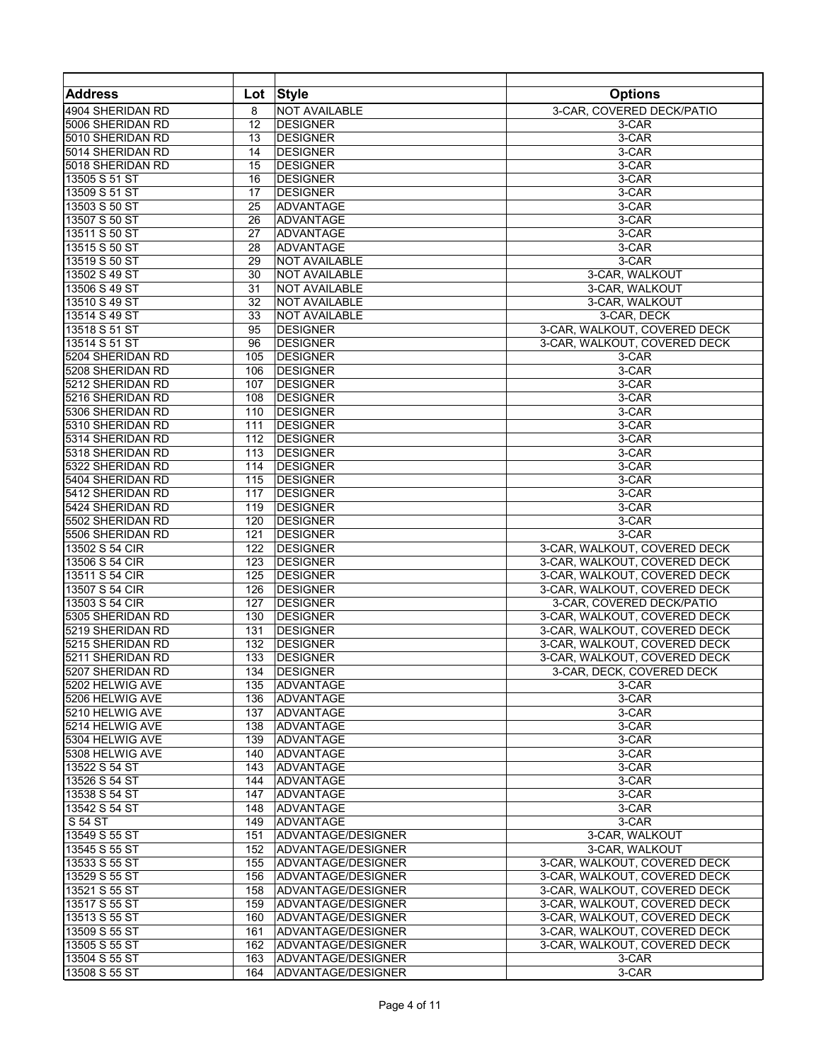| Address | Lot | Style | Options |
|---|---|---|---|
| 4904 SHERIDAN RD | 8 | NOT AVAILABLE | 3-CAR, COVERED DECK/PATIO |
| 5006 SHERIDAN RD | 12 | DESIGNER | 3-CAR |
| 5010 SHERIDAN RD | 13 | DESIGNER | 3-CAR |
| 5014 SHERIDAN RD | 14 | DESIGNER | 3-CAR |
| 5018 SHERIDAN RD | 15 | DESIGNER | 3-CAR |
| 13505 S 51 ST | 16 | DESIGNER | 3-CAR |
| 13509 S 51 ST | 17 | DESIGNER | 3-CAR |
| 13503 S 50 ST | 25 | ADVANTAGE | 3-CAR |
| 13507 S 50 ST | 26 | ADVANTAGE | 3-CAR |
| 13511 S 50 ST | 27 | ADVANTAGE | 3-CAR |
| 13515 S 50 ST | 28 | ADVANTAGE | 3-CAR |
| 13519 S 50 ST | 29 | NOT AVAILABLE | 3-CAR |
| 13502 S 49 ST | 30 | NOT AVAILABLE | 3-CAR, WALKOUT |
| 13506 S 49 ST | 31 | NOT AVAILABLE | 3-CAR, WALKOUT |
| 13510 S 49 ST | 32 | NOT AVAILABLE | 3-CAR, WALKOUT |
| 13514 S 49 ST | 33 | NOT AVAILABLE | 3-CAR, DECK |
| 13518 S 51 ST | 95 | DESIGNER | 3-CAR, WALKOUT, COVERED DECK |
| 13514 S 51 ST | 96 | DESIGNER | 3-CAR, WALKOUT, COVERED DECK |
| 5204 SHERIDAN RD | 105 | DESIGNER | 3-CAR |
| 5208 SHERIDAN RD | 106 | DESIGNER | 3-CAR |
| 5212 SHERIDAN RD | 107 | DESIGNER | 3-CAR |
| 5216 SHERIDAN RD | 108 | DESIGNER | 3-CAR |
| 5306 SHERIDAN RD | 110 | DESIGNER | 3-CAR |
| 5310 SHERIDAN RD | 111 | DESIGNER | 3-CAR |
| 5314 SHERIDAN RD | 112 | DESIGNER | 3-CAR |
| 5318 SHERIDAN RD | 113 | DESIGNER | 3-CAR |
| 5322 SHERIDAN RD | 114 | DESIGNER | 3-CAR |
| 5404 SHERIDAN RD | 115 | DESIGNER | 3-CAR |
| 5412 SHERIDAN RD | 117 | DESIGNER | 3-CAR |
| 5424 SHERIDAN RD | 119 | DESIGNER | 3-CAR |
| 5502 SHERIDAN RD | 120 | DESIGNER | 3-CAR |
| 5506 SHERIDAN RD | 121 | DESIGNER | 3-CAR |
| 13502 S 54 CIR | 122 | DESIGNER | 3-CAR, WALKOUT, COVERED DECK |
| 13506 S 54 CIR | 123 | DESIGNER | 3-CAR, WALKOUT, COVERED DECK |
| 13511 S 54 CIR | 125 | DESIGNER | 3-CAR, WALKOUT, COVERED DECK |
| 13507 S 54 CIR | 126 | DESIGNER | 3-CAR, WALKOUT, COVERED DECK |
| 13503 S 54 CIR | 127 | DESIGNER | 3-CAR, COVERED DECK/PATIO |
| 5305 SHERIDAN RD | 130 | DESIGNER | 3-CAR, WALKOUT, COVERED DECK |
| 5219 SHERIDAN RD | 131 | DESIGNER | 3-CAR, WALKOUT, COVERED DECK |
| 5215 SHERIDAN RD | 132 | DESIGNER | 3-CAR, WALKOUT, COVERED DECK |
| 5211 SHERIDAN RD | 133 | DESIGNER | 3-CAR, WALKOUT, COVERED DECK |
| 5207 SHERIDAN RD | 134 | DESIGNER | 3-CAR, DECK, COVERED DECK |
| 5202 HELWIG AVE | 135 | ADVANTAGE | 3-CAR |
| 5206 HELWIG AVE | 136 | ADVANTAGE | 3-CAR |
| 5210 HELWIG AVE | 137 | ADVANTAGE | 3-CAR |
| 5214 HELWIG AVE | 138 | ADVANTAGE | 3-CAR |
| 5304 HELWIG AVE | 139 | ADVANTAGE | 3-CAR |
| 5308 HELWIG AVE | 140 | ADVANTAGE | 3-CAR |
| 13522 S 54 ST | 143 | ADVANTAGE | 3-CAR |
| 13526 S 54 ST | 144 | ADVANTAGE | 3-CAR |
| 13538 S 54 ST | 147 | ADVANTAGE | 3-CAR |
| 13542 S 54 ST | 148 | ADVANTAGE | 3-CAR |
| S 54 ST | 149 | ADVANTAGE | 3-CAR |
| 13549 S 55 ST | 151 | ADVANTAGE/DESIGNER | 3-CAR, WALKOUT |
| 13545 S 55 ST | 152 | ADVANTAGE/DESIGNER | 3-CAR, WALKOUT |
| 13533 S 55 ST | 155 | ADVANTAGE/DESIGNER | 3-CAR, WALKOUT, COVERED DECK |
| 13529 S 55 ST | 156 | ADVANTAGE/DESIGNER | 3-CAR, WALKOUT, COVERED DECK |
| 13521 S 55 ST | 158 | ADVANTAGE/DESIGNER | 3-CAR, WALKOUT, COVERED DECK |
| 13517 S 55 ST | 159 | ADVANTAGE/DESIGNER | 3-CAR, WALKOUT, COVERED DECK |
| 13513 S 55 ST | 160 | ADVANTAGE/DESIGNER | 3-CAR, WALKOUT, COVERED DECK |
| 13509 S 55 ST | 161 | ADVANTAGE/DESIGNER | 3-CAR, WALKOUT, COVERED DECK |
| 13505 S 55 ST | 162 | ADVANTAGE/DESIGNER | 3-CAR, WALKOUT, COVERED DECK |
| 13504 S 55 ST | 163 | ADVANTAGE/DESIGNER | 3-CAR |
| 13508 S 55 ST | 164 | ADVANTAGE/DESIGNER | 3-CAR |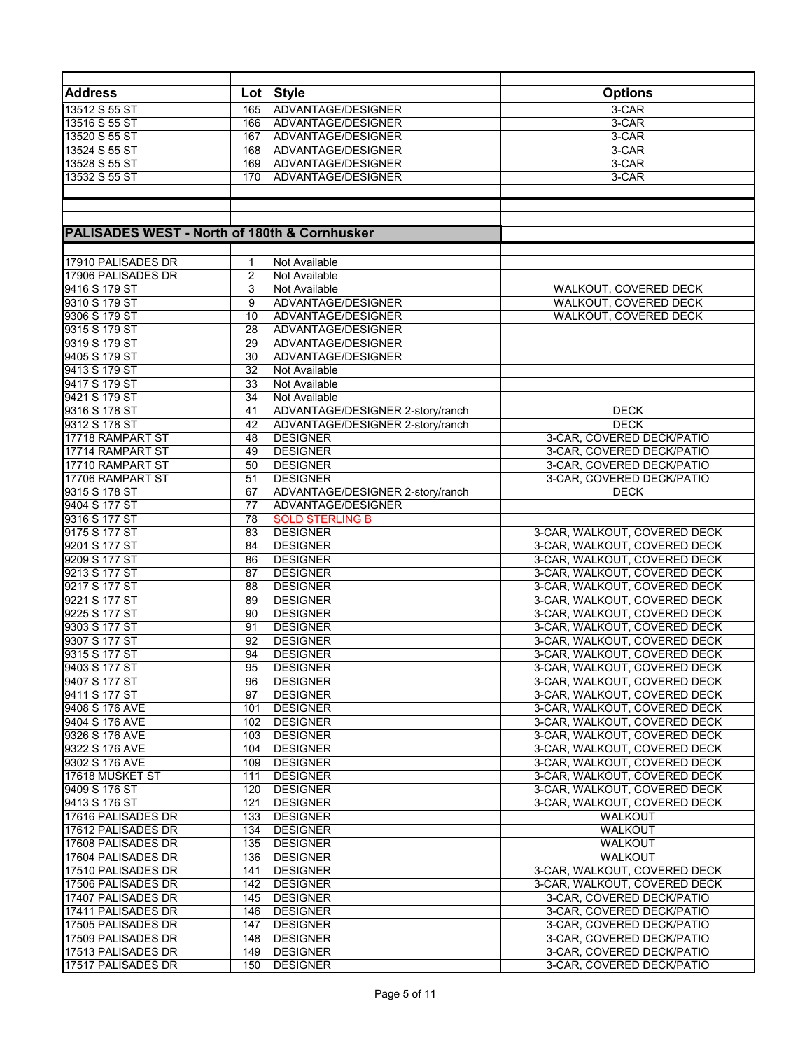| Address | Lot | Style | Options |
|---|---|---|---|
| 13512 S 55 ST | 165 | ADVANTAGE/DESIGNER | 3-CAR |
| 13516 S 55 ST | 166 | ADVANTAGE/DESIGNER | 3-CAR |
| 13520 S 55 ST | 167 | ADVANTAGE/DESIGNER | 3-CAR |
| 13524 S 55 ST | 168 | ADVANTAGE/DESIGNER | 3-CAR |
| 13528 S 55 ST | 169 | ADVANTAGE/DESIGNER | 3-CAR |
| 13532 S 55 ST | 170 | ADVANTAGE/DESIGNER | 3-CAR |

## PALISADES WEST - North of 180th & Cornhusker

| Address | Lot | Style | Options |
|---|---|---|---|
| 17910 PALISADES DR | 1 | Not Available | |
| 17906 PALISADES DR | 2 | Not Available | |
| 9416 S 179 ST | 3 | Not Available | WALKOUT, COVERED DECK |
| 9310 S 179 ST | 9 | ADVANTAGE/DESIGNER | WALKOUT, COVERED DECK |
| 9306 S 179 ST | 10 | ADVANTAGE/DESIGNER | WALKOUT, COVERED DECK |
| 9315 S 179 ST | 28 | ADVANTAGE/DESIGNER | |
| 9319 S 179 ST | 29 | ADVANTAGE/DESIGNER | |
| 9405 S 179 ST | 30 | ADVANTAGE/DESIGNER | |
| 9413 S 179 ST | 32 | Not Available | |
| 9417 S 179 ST | 33 | Not Available | |
| 9421 S 179 ST | 34 | Not Available | |
| 9316 S 178 ST | 41 | ADVANTAGE/DESIGNER 2-story/ranch | DECK |
| 9312 S 178 ST | 42 | ADVANTAGE/DESIGNER 2-story/ranch | DECK |
| 17718 RAMPART ST | 48 | DESIGNER | 3-CAR, COVERED DECK/PATIO |
| 17714 RAMPART ST | 49 | DESIGNER | 3-CAR, COVERED DECK/PATIO |
| 17710 RAMPART ST | 50 | DESIGNER | 3-CAR, COVERED DECK/PATIO |
| 17706 RAMPART ST | 51 | DESIGNER | 3-CAR, COVERED DECK/PATIO |
| 9315 S 178 ST | 67 | ADVANTAGE/DESIGNER 2-story/ranch | DECK |
| 9404 S 177 ST | 77 | ADVANTAGE/DESIGNER | |
| 9316 S 177 ST | 78 | SOLD STERLING B | |
| 9175 S 177 ST | 83 | DESIGNER | 3-CAR, WALKOUT, COVERED DECK |
| 9201 S 177 ST | 84 | DESIGNER | 3-CAR, WALKOUT, COVERED DECK |
| 9209 S 177 ST | 86 | DESIGNER | 3-CAR, WALKOUT, COVERED DECK |
| 9213 S 177 ST | 87 | DESIGNER | 3-CAR, WALKOUT, COVERED DECK |
| 9217 S 177 ST | 88 | DESIGNER | 3-CAR, WALKOUT, COVERED DECK |
| 9221 S 177 ST | 89 | DESIGNER | 3-CAR, WALKOUT, COVERED DECK |
| 9225 S 177 ST | 90 | DESIGNER | 3-CAR, WALKOUT, COVERED DECK |
| 9303 S 177 ST | 91 | DESIGNER | 3-CAR, WALKOUT, COVERED DECK |
| 9307 S 177 ST | 92 | DESIGNER | 3-CAR, WALKOUT, COVERED DECK |
| 9315 S 177 ST | 94 | DESIGNER | 3-CAR, WALKOUT, COVERED DECK |
| 9403 S 177 ST | 95 | DESIGNER | 3-CAR, WALKOUT, COVERED DECK |
| 9407 S 177 ST | 96 | DESIGNER | 3-CAR, WALKOUT, COVERED DECK |
| 9411 S 177 ST | 97 | DESIGNER | 3-CAR, WALKOUT, COVERED DECK |
| 9408 S 176 AVE | 101 | DESIGNER | 3-CAR, WALKOUT, COVERED DECK |
| 9404 S 176 AVE | 102 | DESIGNER | 3-CAR, WALKOUT, COVERED DECK |
| 9326 S 176 AVE | 103 | DESIGNER | 3-CAR, WALKOUT, COVERED DECK |
| 9322 S 176 AVE | 104 | DESIGNER | 3-CAR, WALKOUT, COVERED DECK |
| 9302 S 176 AVE | 109 | DESIGNER | 3-CAR, WALKOUT, COVERED DECK |
| 17618 MUSKET ST | 111 | DESIGNER | 3-CAR, WALKOUT, COVERED DECK |
| 9409 S 176 ST | 120 | DESIGNER | 3-CAR, WALKOUT, COVERED DECK |
| 9413 S 176 ST | 121 | DESIGNER | 3-CAR, WALKOUT, COVERED DECK |
| 17616 PALISADES DR | 133 | DESIGNER | WALKOUT |
| 17612 PALISADES DR | 134 | DESIGNER | WALKOUT |
| 17608 PALISADES DR | 135 | DESIGNER | WALKOUT |
| 17604 PALISADES DR | 136 | DESIGNER | WALKOUT |
| 17510 PALISADES DR | 141 | DESIGNER | 3-CAR, WALKOUT, COVERED DECK |
| 17506 PALISADES DR | 142 | DESIGNER | 3-CAR, WALKOUT, COVERED DECK |
| 17407 PALISADES DR | 145 | DESIGNER | 3-CAR, COVERED DECK/PATIO |
| 17411 PALISADES DR | 146 | DESIGNER | 3-CAR, COVERED DECK/PATIO |
| 17505 PALISADES DR | 147 | DESIGNER | 3-CAR, COVERED DECK/PATIO |
| 17509 PALISADES DR | 148 | DESIGNER | 3-CAR, COVERED DECK/PATIO |
| 17513 PALISADES DR | 149 | DESIGNER | 3-CAR, COVERED DECK/PATIO |
| 17517 PALISADES DR | 150 | DESIGNER | 3-CAR, COVERED DECK/PATIO |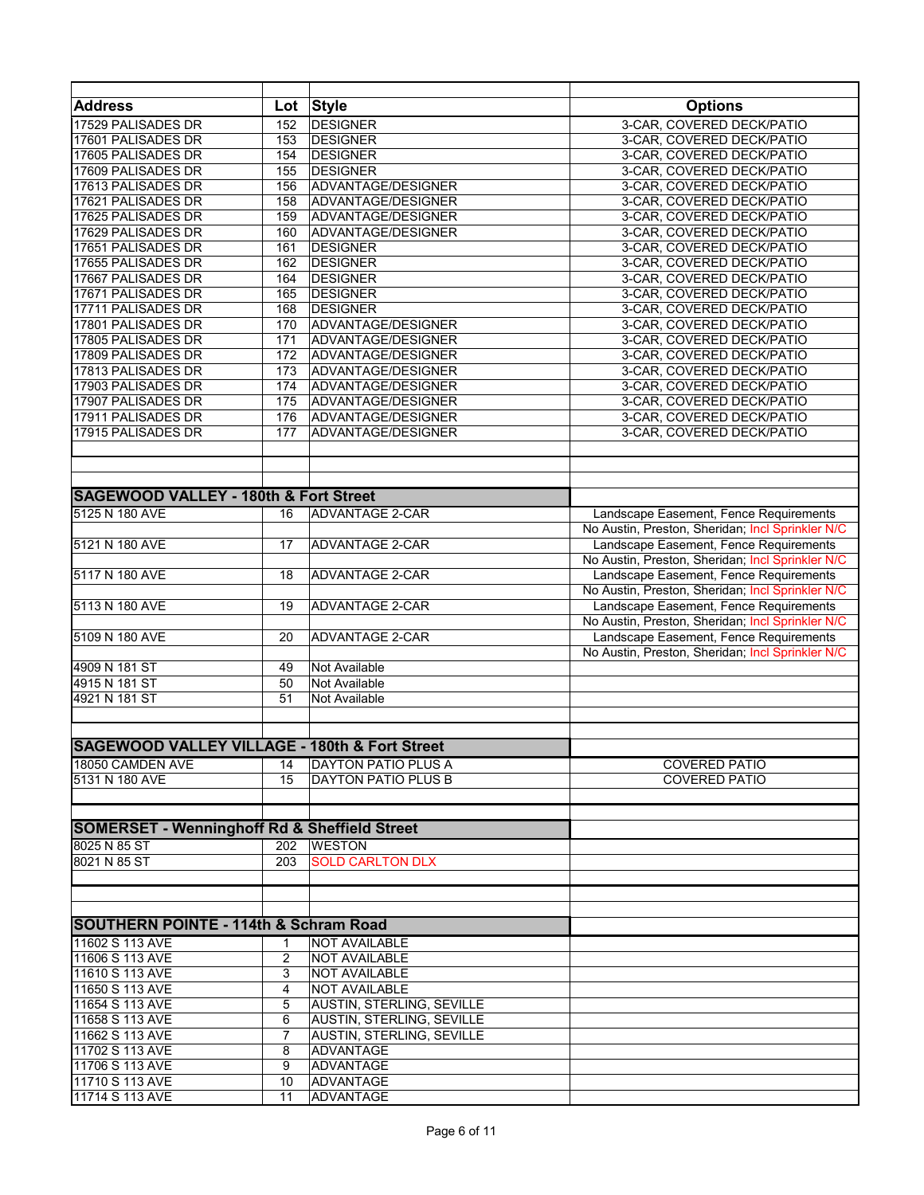| Address | Lot | Style | Options |
|---|---|---|---|
| 17529 PALISADES DR | 152 | DESIGNER | 3-CAR, COVERED DECK/PATIO |
| 17601 PALISADES DR | 153 | DESIGNER | 3-CAR, COVERED DECK/PATIO |
| 17605 PALISADES DR | 154 | DESIGNER | 3-CAR, COVERED DECK/PATIO |
| 17609 PALISADES DR | 155 | DESIGNER | 3-CAR, COVERED DECK/PATIO |
| 17613 PALISADES DR | 156 | ADVANTAGE/DESIGNER | 3-CAR, COVERED DECK/PATIO |
| 17621 PALISADES DR | 158 | ADVANTAGE/DESIGNER | 3-CAR, COVERED DECK/PATIO |
| 17625 PALISADES DR | 159 | ADVANTAGE/DESIGNER | 3-CAR, COVERED DECK/PATIO |
| 17629 PALISADES DR | 160 | ADVANTAGE/DESIGNER | 3-CAR, COVERED DECK/PATIO |
| 17651 PALISADES DR | 161 | DESIGNER | 3-CAR, COVERED DECK/PATIO |
| 17655 PALISADES DR | 162 | DESIGNER | 3-CAR, COVERED DECK/PATIO |
| 17667 PALISADES DR | 164 | DESIGNER | 3-CAR, COVERED DECK/PATIO |
| 17671 PALISADES DR | 165 | DESIGNER | 3-CAR, COVERED DECK/PATIO |
| 17711 PALISADES DR | 168 | DESIGNER | 3-CAR, COVERED DECK/PATIO |
| 17801 PALISADES DR | 170 | ADVANTAGE/DESIGNER | 3-CAR, COVERED DECK/PATIO |
| 17805 PALISADES DR | 171 | ADVANTAGE/DESIGNER | 3-CAR, COVERED DECK/PATIO |
| 17809 PALISADES DR | 172 | ADVANTAGE/DESIGNER | 3-CAR, COVERED DECK/PATIO |
| 17813 PALISADES DR | 173 | ADVANTAGE/DESIGNER | 3-CAR, COVERED DECK/PATIO |
| 17903 PALISADES DR | 174 | ADVANTAGE/DESIGNER | 3-CAR, COVERED DECK/PATIO |
| 17907 PALISADES DR | 175 | ADVANTAGE/DESIGNER | 3-CAR, COVERED DECK/PATIO |
| 17911 PALISADES DR | 176 | ADVANTAGE/DESIGNER | 3-CAR, COVERED DECK/PATIO |
| 17915 PALISADES DR | 177 | ADVANTAGE/DESIGNER | 3-CAR, COVERED DECK/PATIO |
| | | | |
| **SAGEWOOD VALLEY - 180th & Fort Street** | | | |
| 5125 N 180 AVE | 16 | ADVANTAGE 2-CAR | Landscape Easement, Fence Requirements |
| | | | No Austin, Preston, Sheridan; Incl Sprinkler N/C |
| 5121 N 180 AVE | 17 | ADVANTAGE 2-CAR | Landscape Easement, Fence Requirements |
| | | | No Austin, Preston, Sheridan; Incl Sprinkler N/C |
| 5117 N 180 AVE | 18 | ADVANTAGE 2-CAR | Landscape Easement, Fence Requirements |
| | | | No Austin, Preston, Sheridan; Incl Sprinkler N/C |
| 5113 N 180 AVE | 19 | ADVANTAGE 2-CAR | Landscape Easement, Fence Requirements |
| | | | No Austin, Preston, Sheridan; Incl Sprinkler N/C |
| 5109 N 180 AVE | 20 | ADVANTAGE 2-CAR | Landscape Easement, Fence Requirements |
| | | | No Austin, Preston, Sheridan; Incl Sprinkler N/C |
| 4909 N 181 ST | 49 | Not Available | |
| 4915 N 181 ST | 50 | Not Available | |
| 4921 N 181 ST | 51 | Not Available | |
| | | | |
| **SAGEWOOD VALLEY VILLAGE - 180th & Fort Street** | | | |
| 18050 CAMDEN AVE | 14 | DAYTON PATIO PLUS A | COVERED PATIO |
| 5131 N 180 AVE | 15 | DAYTON PATIO PLUS B | COVERED PATIO |
| | | | |
| **SOMERSET - Wenninghoff Rd & Sheffield Street** | | | |
| 8025 N 85 ST | 202 | WESTON | |
| 8021 N 85 ST | 203 | SOLD CARLTON DLX | |
| | | | |
| **SOUTHERN POINTE - 114th & Schram Road** | | | |
| 11602 S 113 AVE | 1 | NOT AVAILABLE | |
| 11606 S 113 AVE | 2 | NOT AVAILABLE | |
| 11610 S 113 AVE | 3 | NOT AVAILABLE | |
| 11650 S 113 AVE | 4 | NOT AVAILABLE | |
| 11654 S 113 AVE | 5 | AUSTIN, STERLING, SEVILLE | |
| 11658 S 113 AVE | 6 | AUSTIN, STERLING, SEVILLE | |
| 11662 S 113 AVE | 7 | AUSTIN, STERLING, SEVILLE | |
| 11702 S 113 AVE | 8 | ADVANTAGE | |
| 11706 S 113 AVE | 9 | ADVANTAGE | |
| 11710 S 113 AVE | 10 | ADVANTAGE | |
| 11714 S 113 AVE | 11 | ADVANTAGE | |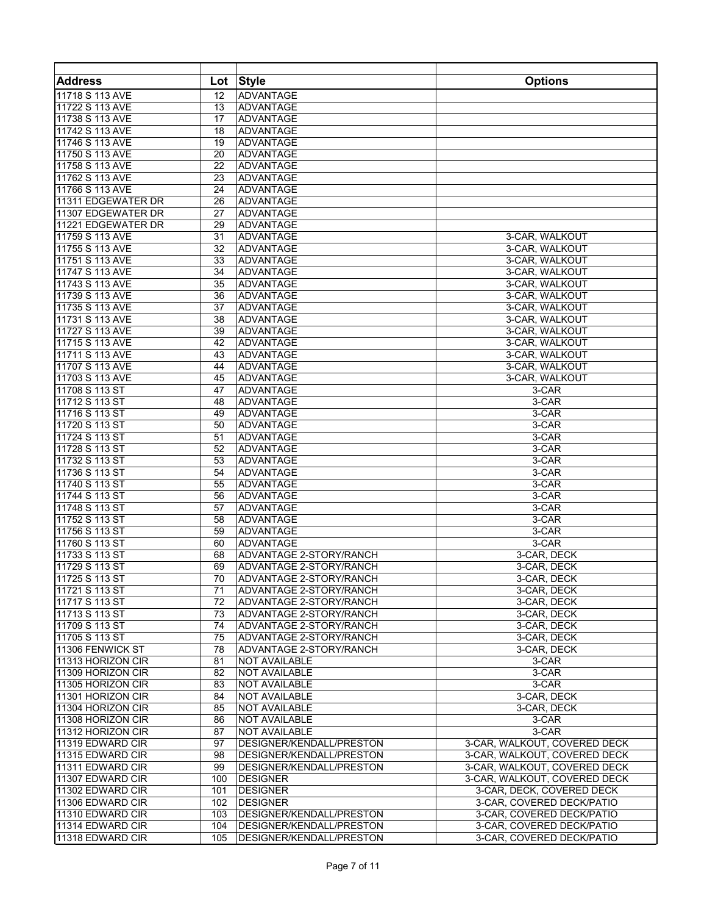| Address | Lot | Style | Options |
|---|---|---|---|
| 11718 S 113 AVE | 12 | ADVANTAGE | |
| 11722 S 113 AVE | 13 | ADVANTAGE | |
| 11738 S 113 AVE | 17 | ADVANTAGE | |
| 11742 S 113 AVE | 18 | ADVANTAGE | |
| 11746 S 113 AVE | 19 | ADVANTAGE | |
| 11750 S 113 AVE | 20 | ADVANTAGE | |
| 11758 S 113 AVE | 22 | ADVANTAGE | |
| 11762 S 113 AVE | 23 | ADVANTAGE | |
| 11766 S 113 AVE | 24 | ADVANTAGE | |
| 11311 EDGEWATER DR | 26 | ADVANTAGE | |
| 11307 EDGEWATER DR | 27 | ADVANTAGE | |
| 11221 EDGEWATER DR | 29 | ADVANTAGE | |
| 11759 S 113 AVE | 31 | ADVANTAGE | 3-CAR, WALKOUT |
| 11755 S 113 AVE | 32 | ADVANTAGE | 3-CAR, WALKOUT |
| 11751 S 113 AVE | 33 | ADVANTAGE | 3-CAR, WALKOUT |
| 11747 S 113 AVE | 34 | ADVANTAGE | 3-CAR, WALKOUT |
| 11743 S 113 AVE | 35 | ADVANTAGE | 3-CAR, WALKOUT |
| 11739 S 113 AVE | 36 | ADVANTAGE | 3-CAR, WALKOUT |
| 11735 S 113 AVE | 37 | ADVANTAGE | 3-CAR, WALKOUT |
| 11731 S 113 AVE | 38 | ADVANTAGE | 3-CAR, WALKOUT |
| 11727 S 113 AVE | 39 | ADVANTAGE | 3-CAR, WALKOUT |
| 11715 S 113 AVE | 42 | ADVANTAGE | 3-CAR, WALKOUT |
| 11711 S 113 AVE | 43 | ADVANTAGE | 3-CAR, WALKOUT |
| 11707 S 113 AVE | 44 | ADVANTAGE | 3-CAR, WALKOUT |
| 11703 S 113 AVE | 45 | ADVANTAGE | 3-CAR, WALKOUT |
| 11708 S 113 ST | 47 | ADVANTAGE | 3-CAR |
| 11712 S 113 ST | 48 | ADVANTAGE | 3-CAR |
| 11716 S 113 ST | 49 | ADVANTAGE | 3-CAR |
| 11720 S 113 ST | 50 | ADVANTAGE | 3-CAR |
| 11724 S 113 ST | 51 | ADVANTAGE | 3-CAR |
| 11728 S 113 ST | 52 | ADVANTAGE | 3-CAR |
| 11732 S 113 ST | 53 | ADVANTAGE | 3-CAR |
| 11736 S 113 ST | 54 | ADVANTAGE | 3-CAR |
| 11740 S 113 ST | 55 | ADVANTAGE | 3-CAR |
| 11744 S 113 ST | 56 | ADVANTAGE | 3-CAR |
| 11748 S 113 ST | 57 | ADVANTAGE | 3-CAR |
| 11752 S 113 ST | 58 | ADVANTAGE | 3-CAR |
| 11756 S 113 ST | 59 | ADVANTAGE | 3-CAR |
| 11760 S 113 ST | 60 | ADVANTAGE | 3-CAR |
| 11733 S 113 ST | 68 | ADVANTAGE 2-STORY/RANCH | 3-CAR, DECK |
| 11729 S 113 ST | 69 | ADVANTAGE 2-STORY/RANCH | 3-CAR, DECK |
| 11725 S 113 ST | 70 | ADVANTAGE 2-STORY/RANCH | 3-CAR, DECK |
| 11721 S 113 ST | 71 | ADVANTAGE 2-STORY/RANCH | 3-CAR, DECK |
| 11717 S 113 ST | 72 | ADVANTAGE 2-STORY/RANCH | 3-CAR, DECK |
| 11713 S 113 ST | 73 | ADVANTAGE 2-STORY/RANCH | 3-CAR, DECK |
| 11709 S 113 ST | 74 | ADVANTAGE 2-STORY/RANCH | 3-CAR, DECK |
| 11705 S 113 ST | 75 | ADVANTAGE 2-STORY/RANCH | 3-CAR, DECK |
| 11306 FENWICK ST | 78 | ADVANTAGE 2-STORY/RANCH | 3-CAR, DECK |
| 11313 HORIZON CIR | 81 | NOT AVAILABLE | 3-CAR |
| 11309 HORIZON CIR | 82 | NOT AVAILABLE | 3-CAR |
| 11305 HORIZON CIR | 83 | NOT AVAILABLE | 3-CAR |
| 11301 HORIZON CIR | 84 | NOT AVAILABLE | 3-CAR, DECK |
| 11304 HORIZON CIR | 85 | NOT AVAILABLE | 3-CAR, DECK |
| 11308 HORIZON CIR | 86 | NOT AVAILABLE | 3-CAR |
| 11312 HORIZON CIR | 87 | NOT AVAILABLE | 3-CAR |
| 11319 EDWARD CIR | 97 | DESIGNER/KENDALL/PRESTON | 3-CAR, WALKOUT, COVERED DECK |
| 11315 EDWARD CIR | 98 | DESIGNER/KENDALL/PRESTON | 3-CAR, WALKOUT, COVERED DECK |
| 11311 EDWARD CIR | 99 | DESIGNER/KENDALL/PRESTON | 3-CAR, WALKOUT, COVERED DECK |
| 11307 EDWARD CIR | 100 | DESIGNER | 3-CAR, WALKOUT, COVERED DECK |
| 11302 EDWARD CIR | 101 | DESIGNER | 3-CAR, DECK, COVERED DECK |
| 11306 EDWARD CIR | 102 | DESIGNER | 3-CAR, COVERED DECK/PATIO |
| 11310 EDWARD CIR | 103 | DESIGNER/KENDALL/PRESTON | 3-CAR, COVERED DECK/PATIO |
| 11314 EDWARD CIR | 104 | DESIGNER/KENDALL/PRESTON | 3-CAR, COVERED DECK/PATIO |
| 11318 EDWARD CIR | 105 | DESIGNER/KENDALL/PRESTON | 3-CAR, COVERED DECK/PATIO |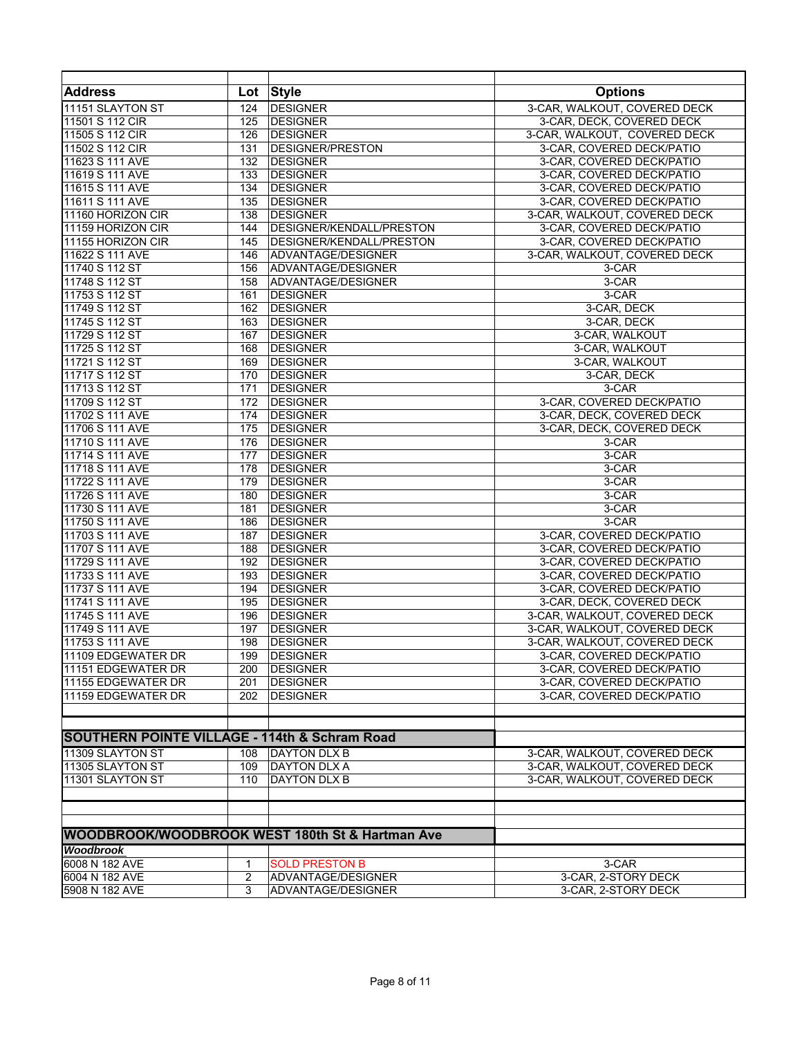| Address | Lot | Style | Options |
|---|---|---|---|
| 11151 SLAYTON ST | 124 | DESIGNER | 3-CAR, WALKOUT, COVERED DECK |
| 11501 S 112 CIR | 125 | DESIGNER | 3-CAR, DECK, COVERED DECK |
| 11505 S 112 CIR | 126 | DESIGNER | 3-CAR, WALKOUT, COVERED DECK |
| 11502 S 112 CIR | 131 | DESIGNER/PRESTON | 3-CAR, COVERED DECK/PATIO |
| 11623 S 111 AVE | 132 | DESIGNER | 3-CAR, COVERED DECK/PATIO |
| 11619 S 111 AVE | 133 | DESIGNER | 3-CAR, COVERED DECK/PATIO |
| 11615 S 111 AVE | 134 | DESIGNER | 3-CAR, COVERED DECK/PATIO |
| 11611 S 111 AVE | 135 | DESIGNER | 3-CAR, COVERED DECK/PATIO |
| 11160 HORIZON CIR | 138 | DESIGNER | 3-CAR, WALKOUT, COVERED DECK |
| 11159 HORIZON CIR | 144 | DESIGNER/KENDALL/PRESTON | 3-CAR, COVERED DECK/PATIO |
| 11155 HORIZON CIR | 145 | DESIGNER/KENDALL/PRESTON | 3-CAR, COVERED DECK/PATIO |
| 11622 S 111 AVE | 146 | ADVANTAGE/DESIGNER | 3-CAR, WALKOUT, COVERED DECK |
| 11740 S 112 ST | 156 | ADVANTAGE/DESIGNER | 3-CAR |
| 11748 S 112 ST | 158 | ADVANTAGE/DESIGNER | 3-CAR |
| 11753 S 112 ST | 161 | DESIGNER | 3-CAR |
| 11749 S 112 ST | 162 | DESIGNER | 3-CAR, DECK |
| 11745 S 112 ST | 163 | DESIGNER | 3-CAR, DECK |
| 11729 S 112 ST | 167 | DESIGNER | 3-CAR, WALKOUT |
| 11725 S 112 ST | 168 | DESIGNER | 3-CAR, WALKOUT |
| 11721 S 112 ST | 169 | DESIGNER | 3-CAR, WALKOUT |
| 11717 S 112 ST | 170 | DESIGNER | 3-CAR, DECK |
| 11713 S 112 ST | 171 | DESIGNER | 3-CAR |
| 11709 S 112 ST | 172 | DESIGNER | 3-CAR, COVERED DECK/PATIO |
| 11702 S 111 AVE | 174 | DESIGNER | 3-CAR, DECK, COVERED DECK |
| 11706 S 111 AVE | 175 | DESIGNER | 3-CAR, DECK, COVERED DECK |
| 11710 S 111 AVE | 176 | DESIGNER | 3-CAR |
| 11714 S 111 AVE | 177 | DESIGNER | 3-CAR |
| 11718 S 111 AVE | 178 | DESIGNER | 3-CAR |
| 11722 S 111 AVE | 179 | DESIGNER | 3-CAR |
| 11726 S 111 AVE | 180 | DESIGNER | 3-CAR |
| 11730 S 111 AVE | 181 | DESIGNER | 3-CAR |
| 11750 S 111 AVE | 186 | DESIGNER | 3-CAR |
| 11703 S 111 AVE | 187 | DESIGNER | 3-CAR, COVERED DECK/PATIO |
| 11707 S 111 AVE | 188 | DESIGNER | 3-CAR, COVERED DECK/PATIO |
| 11729 S 111 AVE | 192 | DESIGNER | 3-CAR, COVERED DECK/PATIO |
| 11733 S 111 AVE | 193 | DESIGNER | 3-CAR, COVERED DECK/PATIO |
| 11737 S 111 AVE | 194 | DESIGNER | 3-CAR, COVERED DECK/PATIO |
| 11741 S 111 AVE | 195 | DESIGNER | 3-CAR, DECK, COVERED DECK |
| 11745 S 111 AVE | 196 | DESIGNER | 3-CAR, WALKOUT, COVERED DECK |
| 11749 S 111 AVE | 197 | DESIGNER | 3-CAR, WALKOUT, COVERED DECK |
| 11753 S 111 AVE | 198 | DESIGNER | 3-CAR, WALKOUT, COVERED DECK |
| 11109 EDGEWATER DR | 199 | DESIGNER | 3-CAR, COVERED DECK/PATIO |
| 11151 EDGEWATER DR | 200 | DESIGNER | 3-CAR, COVERED DECK/PATIO |
| 11155 EDGEWATER DR | 201 | DESIGNER | 3-CAR, COVERED DECK/PATIO |
| 11159 EDGEWATER DR | 202 | DESIGNER | 3-CAR, COVERED DECK/PATIO |
| | | | |
| **SOUTHERN POINTE VILLAGE - 114th & Schram Road** | | | |
| 11309 SLAYTON ST | 108 | DAYTON DLX B | 3-CAR, WALKOUT, COVERED DECK |
| 11305 SLAYTON ST | 109 | DAYTON DLX A | 3-CAR, WALKOUT, COVERED DECK |
| 11301 SLAYTON ST | 110 | DAYTON DLX B | 3-CAR, WALKOUT, COVERED DECK |
| | | | |
| | | | |
| **WOODBROOK/WOODBROOK WEST 180th St & Hartman Ave** | | | |
| ***Woodbrook*** | | | |
| 6008 N 182 AVE | 1 | SOLD PRESTON B | 3-CAR |
| 6004 N 182 AVE | 2 | ADVANTAGE/DESIGNER | 3-CAR, 2-STORY DECK |
| 5908 N 182 AVE | 3 | ADVANTAGE/DESIGNER | 3-CAR, 2-STORY DECK |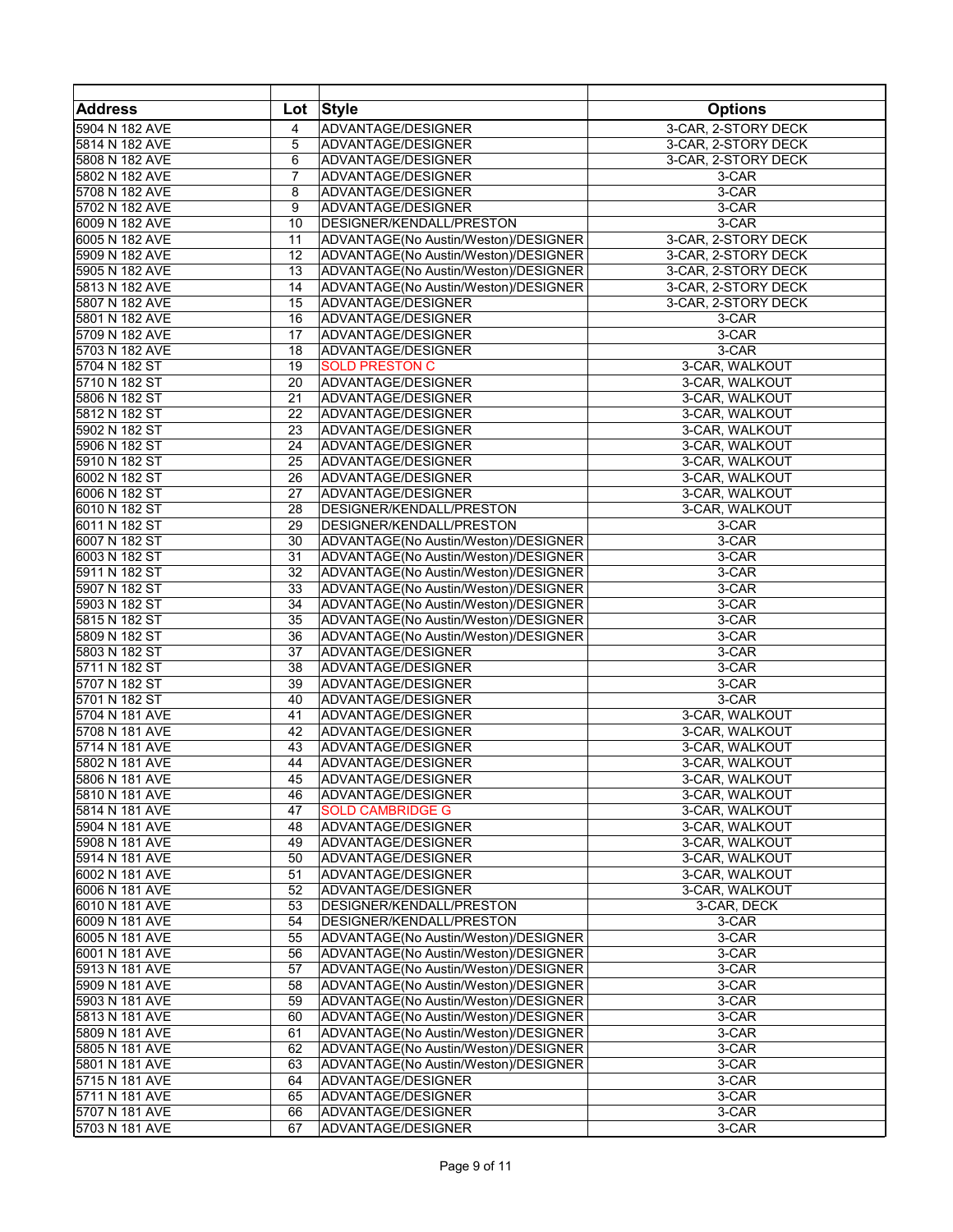| Address | Lot | Style | Options |
|---|---|---|---|
| 5904 N 182 AVE | 4 | ADVANTAGE/DESIGNER | 3-CAR, 2-STORY DECK |
| 5814 N 182 AVE | 5 | ADVANTAGE/DESIGNER | 3-CAR, 2-STORY DECK |
| 5808 N 182 AVE | 6 | ADVANTAGE/DESIGNER | 3-CAR, 2-STORY DECK |
| 5802 N 182 AVE | 7 | ADVANTAGE/DESIGNER | 3-CAR |
| 5708 N 182 AVE | 8 | ADVANTAGE/DESIGNER | 3-CAR |
| 5702 N 182 AVE | 9 | ADVANTAGE/DESIGNER | 3-CAR |
| 6009 N 182 AVE | 10 | DESIGNER/KENDALL/PRESTON | 3-CAR |
| 6005 N 182 AVE | 11 | ADVANTAGE(No Austin/Weston)/DESIGNER | 3-CAR, 2-STORY DECK |
| 5909 N 182 AVE | 12 | ADVANTAGE(No Austin/Weston)/DESIGNER | 3-CAR, 2-STORY DECK |
| 5905 N 182 AVE | 13 | ADVANTAGE(No Austin/Weston)/DESIGNER | 3-CAR, 2-STORY DECK |
| 5813 N 182 AVE | 14 | ADVANTAGE(No Austin/Weston)/DESIGNER | 3-CAR, 2-STORY DECK |
| 5807 N 182 AVE | 15 | ADVANTAGE/DESIGNER | 3-CAR, 2-STORY DECK |
| 5801 N 182 AVE | 16 | ADVANTAGE/DESIGNER | 3-CAR |
| 5709 N 182 AVE | 17 | ADVANTAGE/DESIGNER | 3-CAR |
| 5703 N 182 AVE | 18 | ADVANTAGE/DESIGNER | 3-CAR |
| 5704 N 182 ST | 19 | SOLD PRESTON C | 3-CAR, WALKOUT |
| 5710 N 182 ST | 20 | ADVANTAGE/DESIGNER | 3-CAR, WALKOUT |
| 5806 N 182 ST | 21 | ADVANTAGE/DESIGNER | 3-CAR, WALKOUT |
| 5812 N 182 ST | 22 | ADVANTAGE/DESIGNER | 3-CAR, WALKOUT |
| 5902 N 182 ST | 23 | ADVANTAGE/DESIGNER | 3-CAR, WALKOUT |
| 5906 N 182 ST | 24 | ADVANTAGE/DESIGNER | 3-CAR, WALKOUT |
| 5910 N 182 ST | 25 | ADVANTAGE/DESIGNER | 3-CAR, WALKOUT |
| 6002 N 182 ST | 26 | ADVANTAGE/DESIGNER | 3-CAR, WALKOUT |
| 6006 N 182 ST | 27 | ADVANTAGE/DESIGNER | 3-CAR, WALKOUT |
| 6010 N 182 ST | 28 | DESIGNER/KENDALL/PRESTON | 3-CAR, WALKOUT |
| 6011 N 182 ST | 29 | DESIGNER/KENDALL/PRESTON | 3-CAR |
| 6007 N 182 ST | 30 | ADVANTAGE(No Austin/Weston)/DESIGNER | 3-CAR |
| 6003 N 182 ST | 31 | ADVANTAGE(No Austin/Weston)/DESIGNER | 3-CAR |
| 5911 N 182 ST | 32 | ADVANTAGE(No Austin/Weston)/DESIGNER | 3-CAR |
| 5907 N 182 ST | 33 | ADVANTAGE(No Austin/Weston)/DESIGNER | 3-CAR |
| 5903 N 182 ST | 34 | ADVANTAGE(No Austin/Weston)/DESIGNER | 3-CAR |
| 5815 N 182 ST | 35 | ADVANTAGE(No Austin/Weston)/DESIGNER | 3-CAR |
| 5809 N 182 ST | 36 | ADVANTAGE(No Austin/Weston)/DESIGNER | 3-CAR |
| 5803 N 182 ST | 37 | ADVANTAGE/DESIGNER | 3-CAR |
| 5711 N 182 ST | 38 | ADVANTAGE/DESIGNER | 3-CAR |
| 5707 N 182 ST | 39 | ADVANTAGE/DESIGNER | 3-CAR |
| 5701 N 182 ST | 40 | ADVANTAGE/DESIGNER | 3-CAR |
| 5704 N 181 AVE | 41 | ADVANTAGE/DESIGNER | 3-CAR, WALKOUT |
| 5708 N 181 AVE | 42 | ADVANTAGE/DESIGNER | 3-CAR, WALKOUT |
| 5714 N 181 AVE | 43 | ADVANTAGE/DESIGNER | 3-CAR, WALKOUT |
| 5802 N 181 AVE | 44 | ADVANTAGE/DESIGNER | 3-CAR, WALKOUT |
| 5806 N 181 AVE | 45 | ADVANTAGE/DESIGNER | 3-CAR, WALKOUT |
| 5810 N 181 AVE | 46 | ADVANTAGE/DESIGNER | 3-CAR, WALKOUT |
| 5814 N 181 AVE | 47 | SOLD CAMBRIDGE G | 3-CAR, WALKOUT |
| 5904 N 181 AVE | 48 | ADVANTAGE/DESIGNER | 3-CAR, WALKOUT |
| 5908 N 181 AVE | 49 | ADVANTAGE/DESIGNER | 3-CAR, WALKOUT |
| 5914 N 181 AVE | 50 | ADVANTAGE/DESIGNER | 3-CAR, WALKOUT |
| 6002 N 181 AVE | 51 | ADVANTAGE/DESIGNER | 3-CAR, WALKOUT |
| 6006 N 181 AVE | 52 | ADVANTAGE/DESIGNER | 3-CAR, WALKOUT |
| 6010 N 181 AVE | 53 | DESIGNER/KENDALL/PRESTON | 3-CAR, DECK |
| 6009 N 181 AVE | 54 | DESIGNER/KENDALL/PRESTON | 3-CAR |
| 6005 N 181 AVE | 55 | ADVANTAGE(No Austin/Weston)/DESIGNER | 3-CAR |
| 6001 N 181 AVE | 56 | ADVANTAGE(No Austin/Weston)/DESIGNER | 3-CAR |
| 5913 N 181 AVE | 57 | ADVANTAGE(No Austin/Weston)/DESIGNER | 3-CAR |
| 5909 N 181 AVE | 58 | ADVANTAGE(No Austin/Weston)/DESIGNER | 3-CAR |
| 5903 N 181 AVE | 59 | ADVANTAGE(No Austin/Weston)/DESIGNER | 3-CAR |
| 5813 N 181 AVE | 60 | ADVANTAGE(No Austin/Weston)/DESIGNER | 3-CAR |
| 5809 N 181 AVE | 61 | ADVANTAGE(No Austin/Weston)/DESIGNER | 3-CAR |
| 5805 N 181 AVE | 62 | ADVANTAGE(No Austin/Weston)/DESIGNER | 3-CAR |
| 5801 N 181 AVE | 63 | ADVANTAGE(No Austin/Weston)/DESIGNER | 3-CAR |
| 5715 N 181 AVE | 64 | ADVANTAGE/DESIGNER | 3-CAR |
| 5711 N 181 AVE | 65 | ADVANTAGE/DESIGNER | 3-CAR |
| 5707 N 181 AVE | 66 | ADVANTAGE/DESIGNER | 3-CAR |
| 5703 N 181 AVE | 67 | ADVANTAGE/DESIGNER | 3-CAR |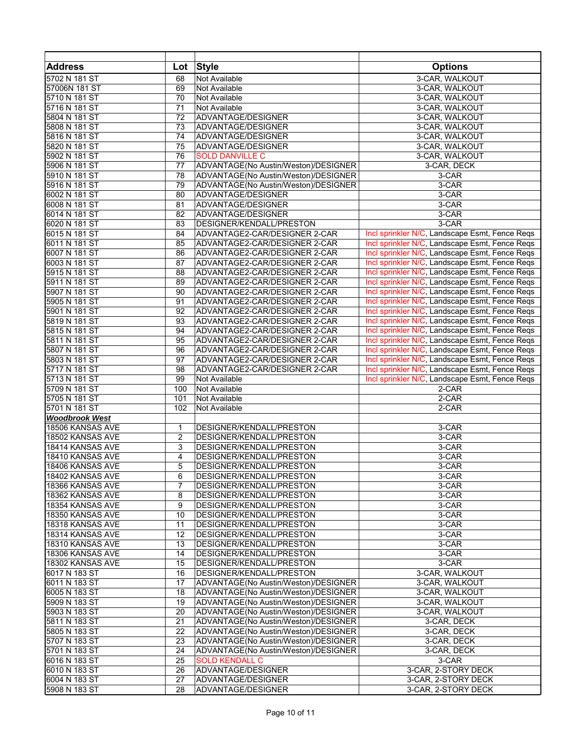| Address | Lot | Style | Options |
|---|---|---|---|
| 5702 N 181 ST | 68 | Not Available | 3-CAR, WALKOUT |
| 57006N 181 ST | 69 | Not Available | 3-CAR, WALKOUT |
| 5710 N 181 ST | 70 | Not Available | 3-CAR, WALKOUT |
| 5716 N 181 ST | 71 | Not Available | 3-CAR, WALKOUT |
| 5804 N 181 ST | 72 | ADVANTAGE/DESIGNER | 3-CAR, WALKOUT |
| 5808 N 181 ST | 73 | ADVANTAGE/DESIGNER | 3-CAR, WALKOUT |
| 5816 N 181 ST | 74 | ADVANTAGE/DESIGNER | 3-CAR, WALKOUT |
| 5820 N 181 ST | 75 | ADVANTAGE/DESIGNER | 3-CAR, WALKOUT |
| 5902 N 181 ST | 76 | SOLD DANVILLE C | 3-CAR, WALKOUT |
| 5906 N 181 ST | 77 | ADVANTAGE(No Austin/Weston)/DESIGNER | 3-CAR, DECK |
| 5910 N 181 ST | 78 | ADVANTAGE(No Austin/Weston)/DESIGNER | 3-CAR |
| 5916 N 181 ST | 79 | ADVANTAGE(No Austin/Weston)/DESIGNER | 3-CAR |
| 6002 N 181 ST | 80 | ADVANTAGE/DESIGNER | 3-CAR |
| 6008 N 181 ST | 81 | ADVANTAGE/DESIGNER | 3-CAR |
| 6014 N 181 ST | 82 | ADVANTAGE/DESIGNER | 3-CAR |
| 6020 N 181 ST | 83 | DESIGNER/KENDALL/PRESTON | 3-CAR |
| 6015 N 181 ST | 84 | ADVANTAGE2-CAR/DESIGNER 2-CAR | Incl sprinkler N/C, Landscape Esmt, Fence Reqs |
| 6011 N 181 ST | 85 | ADVANTAGE2-CAR/DESIGNER 2-CAR | Incl sprinkler N/C, Landscape Esmt, Fence Reqs |
| 6007 N 181 ST | 86 | ADVANTAGE2-CAR/DESIGNER 2-CAR | Incl sprinkler N/C, Landscape Esmt, Fence Reqs |
| 6003 N 181 ST | 87 | ADVANTAGE2-CAR/DESIGNER 2-CAR | Incl sprinkler N/C, Landscape Esmt, Fence Reqs |
| 5915 N 181 ST | 88 | ADVANTAGE2-CAR/DESIGNER 2-CAR | Incl sprinkler N/C, Landscape Esmt, Fence Reqs |
| 5911 N 181 ST | 89 | ADVANTAGE2-CAR/DESIGNER 2-CAR | Incl sprinkler N/C, Landscape Esmt, Fence Reqs |
| 5907 N 181 ST | 90 | ADVANTAGE2-CAR/DESIGNER 2-CAR | Incl sprinkler N/C, Landscape Esmt, Fence Reqs |
| 5905 N 181 ST | 91 | ADVANTAGE2-CAR/DESIGNER 2-CAR | Incl sprinkler N/C, Landscape Esmt, Fence Reqs |
| 5901 N 181 ST | 92 | ADVANTAGE2-CAR/DESIGNER 2-CAR | Incl sprinkler N/C, Landscape Esmt, Fence Reqs |
| 5819 N 181 ST | 93 | ADVANTAGE2-CAR/DESIGNER 2-CAR | Incl sprinkler N/C, Landscape Esmt, Fence Reqs |
| 5815 N 181 ST | 94 | ADVANTAGE2-CAR/DESIGNER 2-CAR | Incl sprinkler N/C, Landscape Esmt, Fence Reqs |
| 5811 N 181 ST | 95 | ADVANTAGE2-CAR/DESIGNER 2-CAR | Incl sprinkler N/C, Landscape Esmt, Fence Reqs |
| 5807 N 181 ST | 96 | ADVANTAGE2-CAR/DESIGNER 2-CAR | Incl sprinkler N/C, Landscape Esmt, Fence Reqs |
| 5803 N 181 ST | 97 | ADVANTAGE2-CAR/DESIGNER 2-CAR | Incl sprinkler N/C, Landscape Esmt, Fence Reqs |
| 5717 N 181 ST | 98 | ADVANTAGE2-CAR/DESIGNER 2-CAR | Incl sprinkler N/C, Landscape Esmt, Fence Reqs |
| 5713 N 181 ST | 99 | Not Available | Incl sprinkler N/C, Landscape Esmt, Fence Reqs |
| 5709 N 181 ST | 100 | Not Available | 2-CAR |
| 5705 N 181 ST | 101 | Not Available | 2-CAR |
| 5701 N 181 ST | 102 | Not Available | 2-CAR |
| ***Woodbrook West*** | | | |
| 18506 KANSAS AVE | 1 | DESIGNER/KENDALL/PRESTON | 3-CAR |
| 18502 KANSAS AVE | 2 | DESIGNER/KENDALL/PRESTON | 3-CAR |
| 18414 KANSAS AVE | 3 | DESIGNER/KENDALL/PRESTON | 3-CAR |
| 18410 KANSAS AVE | 4 | DESIGNER/KENDALL/PRESTON | 3-CAR |
| 18406 KANSAS AVE | 5 | DESIGNER/KENDALL/PRESTON | 3-CAR |
| 18402 KANSAS AVE | 6 | DESIGNER/KENDALL/PRESTON | 3-CAR |
| 18366 KANSAS AVE | 7 | DESIGNER/KENDALL/PRESTON | 3-CAR |
| 18362 KANSAS AVE | 8 | DESIGNER/KENDALL/PRESTON | 3-CAR |
| 18354 KANSAS AVE | 9 | DESIGNER/KENDALL/PRESTON | 3-CAR |
| 18350 KANSAS AVE | 10 | DESIGNER/KENDALL/PRESTON | 3-CAR |
| 18318 KANSAS AVE | 11 | DESIGNER/KENDALL/PRESTON | 3-CAR |
| 18314 KANSAS AVE | 12 | DESIGNER/KENDALL/PRESTON | 3-CAR |
| 18310 KANSAS AVE | 13 | DESIGNER/KENDALL/PRESTON | 3-CAR |
| 18306 KANSAS AVE | 14 | DESIGNER/KENDALL/PRESTON | 3-CAR |
| 18302 KANSAS AVE | 15 | DESIGNER/KENDALL/PRESTON | 3-CAR |
| 6017 N 183 ST | 16 | DESIGNER/KENDALL/PRESTON | 3-CAR, WALKOUT |
| 6011 N 183 ST | 17 | ADVANTAGE(No Austin/Weston)/DESIGNER | 3-CAR, WALKOUT |
| 6005 N 183 ST | 18 | ADVANTAGE(No Austin/Weston)/DESIGNER | 3-CAR, WALKOUT |
| 5909 N 183 ST | 19 | ADVANTAGE(No Austin/Weston)/DESIGNER | 3-CAR, WALKOUT |
| 5903 N 183 ST | 20 | ADVANTAGE(No Austin/Weston)/DESIGNER | 3-CAR, WALKOUT |
| 5811 N 183 ST | 21 | ADVANTAGE(No Austin/Weston)/DESIGNER | 3-CAR, DECK |
| 5805 N 183 ST | 22 | ADVANTAGE(No Austin/Weston)/DESIGNER | 3-CAR, DECK |
| 5707 N 183 ST | 23 | ADVANTAGE(No Austin/Weston)/DESIGNER | 3-CAR, DECK |
| 5701 N 183 ST | 24 | ADVANTAGE(No Austin/Weston)/DESIGNER | 3-CAR, DECK |
| 6016 N 183 ST | 25 | SOLD KENDALL C | 3-CAR |
| 6010 N 183 ST | 26 | ADVANTAGE/DESIGNER | 3-CAR, 2-STORY DECK |
| 6004 N 183 ST | 27 | ADVANTAGE/DESIGNER | 3-CAR, 2-STORY DECK |
| 5908 N 183 ST | 28 | ADVANTAGE/DESIGNER | 3-CAR, 2-STORY DECK |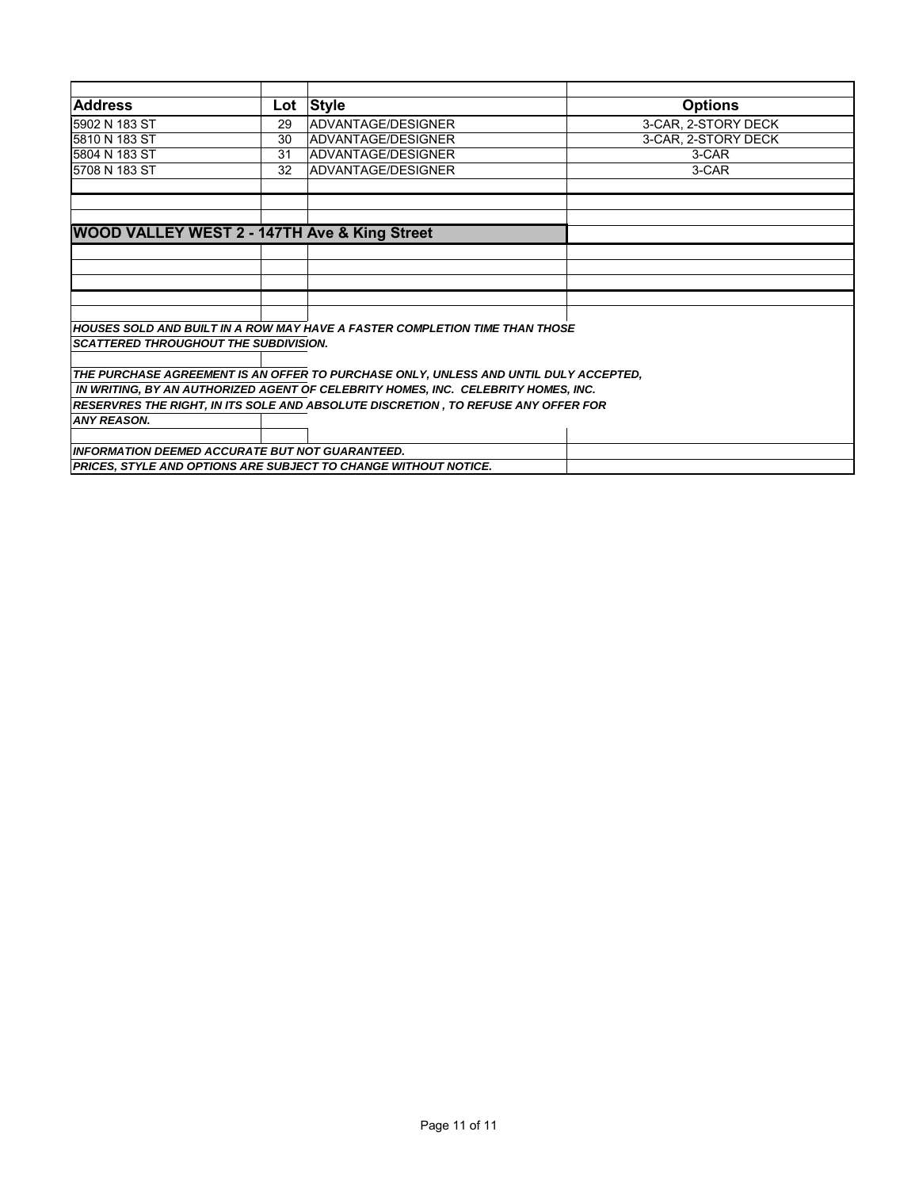| Address | Lot | Style | Options |
| --- | --- | --- | --- |
| 5902 N 183 ST | 29 | ADVANTAGE/DESIGNER | 3-CAR, 2-STORY DECK |
| 5810 N 183 ST | 30 | ADVANTAGE/DESIGNER | 3-CAR, 2-STORY DECK |
| 5804 N 183 ST | 31 | ADVANTAGE/DESIGNER | 3-CAR |
| 5708 N 183 ST | 32 | ADVANTAGE/DESIGNER | 3-CAR |

## WOOD VALLEY WEST 2 - 147TH Ave & King Street

***HOUSES SOLD AND BUILT IN A ROW MAY HAVE A FASTER COMPLETION TIME THAN THOSE SCATTERED THROUGHOUT THE SUBDIVISION.***

***THE PURCHASE AGREEMENT IS AN OFFER TO PURCHASE ONLY, UNLESS AND UNTIL DULY ACCEPTED, IN WRITING, BY AN AUTHORIZED AGENT OF CELEBRITY HOMES, INC. CELEBRITY HOMES, INC. RESERVRES THE RIGHT, IN ITS SOLE AND ABSOLUTE DISCRETION , TO REFUSE ANY OFFER FOR ANY REASON.***

***INFORMATION DEEMED ACCURATE BUT NOT GUARANTEED.***

***PRICES, STYLE AND OPTIONS ARE SUBJECT TO CHANGE WITHOUT NOTICE.***